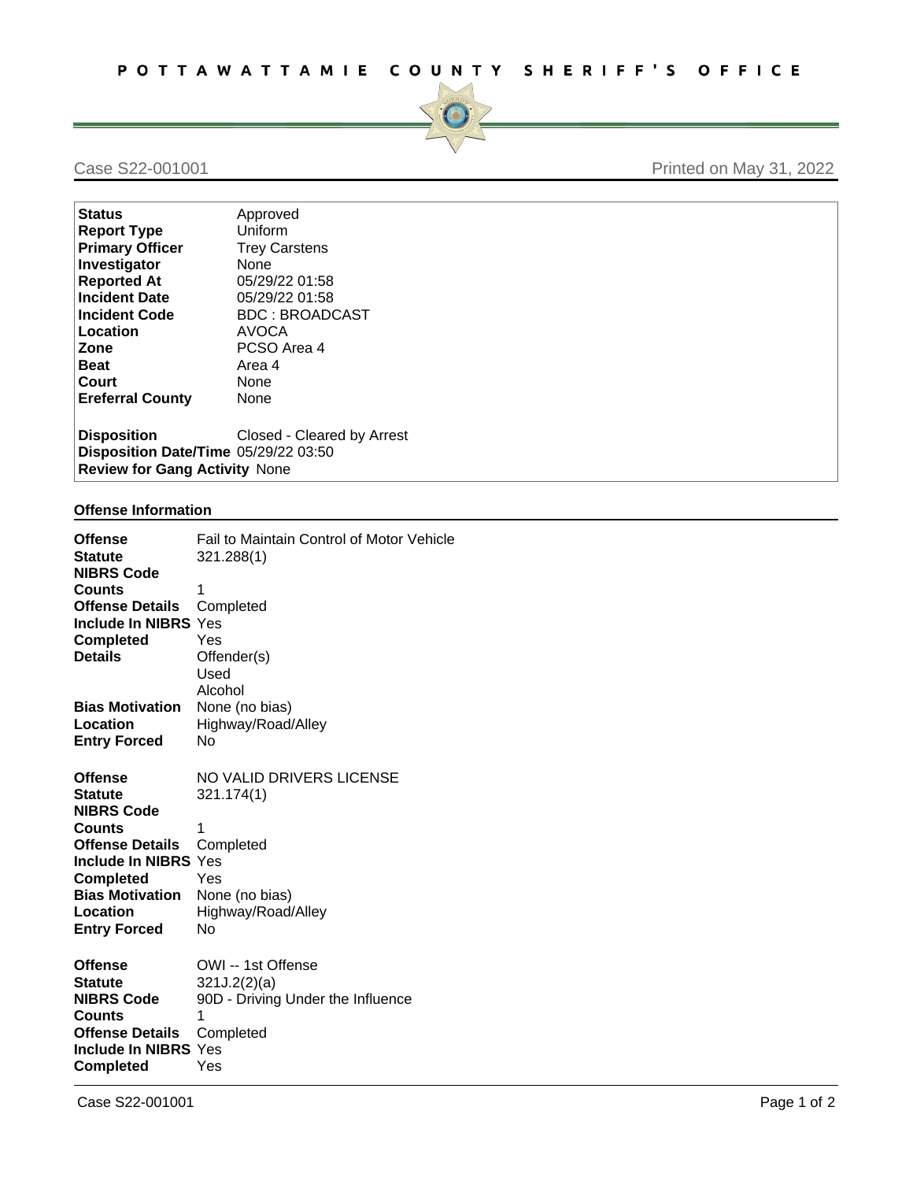# POTTAWATTAMIE COUNTY SHERIFF'S OFFICE

Case S22-001001

Printed on May 31, 2022

| | |
|---|---|
| **Status** | Approved |
| **Report Type** | Uniform |
| **Primary Officer** | Trey Carstens |
| **Investigator** | None |
| **Reported At** | 05/29/22 01:58 |
| **Incident Date** | 05/29/22 01:58 |
| **Incident Code** | BDC : BROADCAST |
| **Location** | AVOCA |
| **Zone** | PCSO Area 4 |
| **Beat** | Area 4 |
| **Court** | None |
| **Ereferral County** | None |
| **Disposition** | Closed - Cleared by Arrest |
| **Disposition Date/Time** | 05/29/22 03:50 |
| **Review for Gang Activity** | None |

## Offense Information

| | |
|---|---|
| **Offense** | Fail to Maintain Control of Motor Vehicle |
| **Statute** | 321.288(1) |
| **NIBRS Code** | |
| **Counts** | 1 |
| **Offense Details** | Completed |
| **Include In NIBRS** | Yes |
| **Completed** | Yes |
| **Details** | Offender(s) Used Alcohol |
| **Bias Motivation** | None (no bias) |
| **Location** | Highway/Road/Alley |
| **Entry Forced** | No |

| | |
|---|---|
| **Offense** | NO VALID DRIVERS LICENSE |
| **Statute** | 321.174(1) |
| **NIBRS Code** | |
| **Counts** | 1 |
| **Offense Details** | Completed |
| **Include In NIBRS** | Yes |
| **Completed** | Yes |
| **Bias Motivation** | None (no bias) |
| **Location** | Highway/Road/Alley |
| **Entry Forced** | No |

| | |
|---|---|
| **Offense** | OWI -- 1st Offense |
| **Statute** | 321J.2(2)(a) |
| **NIBRS Code** | 90D - Driving Under the Influence |
| **Counts** | 1 |
| **Offense Details** | Completed |
| **Include In NIBRS** | Yes |
| **Completed** | Yes |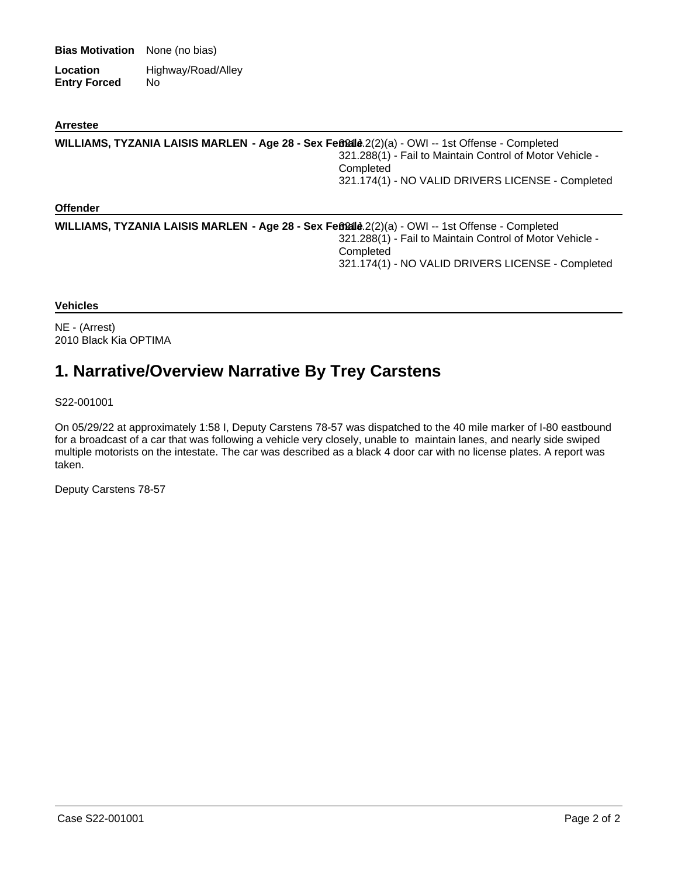**Bias Motivation** None (no bias)

**Location** Highway/Road/Alley
**Entry Forced** No

**Arrestee**

| | |
|---|---|
| **WILLIAMS, TYZANIA LAISIS MARLEN - Age 28 - Sex Female** | 321J.2(2)(a) - OWI -- 1st Offense - Completed<br>321.288(1) - Fail to Maintain Control of Motor Vehicle - Completed<br>321.174(1) - NO VALID DRIVERS LICENSE - Completed |

**Offender**

| | |
|---|---|
| **WILLIAMS, TYZANIA LAISIS MARLEN - Age 28 - Sex Female** | 321J.2(2)(a) - OWI -- 1st Offense - Completed<br>321.288(1) - Fail to Maintain Control of Motor Vehicle - Completed<br>321.174(1) - NO VALID DRIVERS LICENSE - Completed |

**Vehicles**

NE - (Arrest)
2010 Black Kia OPTIMA

# 1. Narrative/Overview Narrative By Trey Carstens

S22-001001

On 05/29/22 at approximately 1:58 I, Deputy Carstens 78-57 was dispatched to the 40 mile marker of I-80 eastbound for a broadcast of a car that was following a vehicle very closely, unable to maintain lanes, and nearly side swiped multiple motorists on the intestate. The car was described as a black 4 door car with no license plates. A report was taken.

Deputy Carstens 78-57